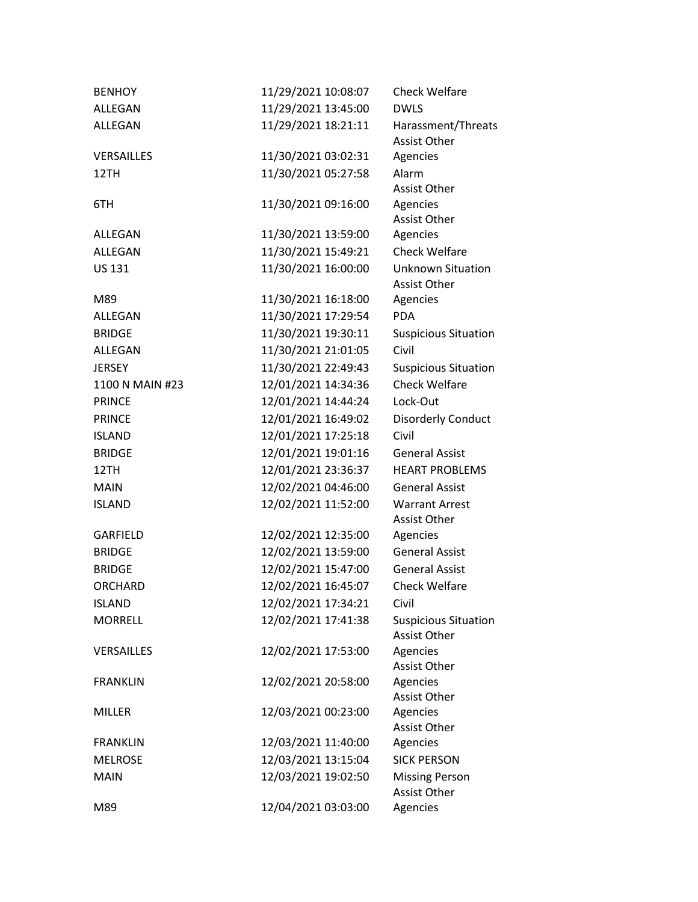| | | |
|---|---|---|
| BENHOY | 11/29/2021 10:08:07 | Check Welfare |
| ALLEGAN | 11/29/2021 13:45:00 | DWLS |
| ALLEGAN | 11/29/2021 18:21:11 | Harassment/Threats |
| VERSAILLES | 11/30/2021 03:02:31 | Assist Other Agencies |
| 12TH | 11/30/2021 05:27:58 | Alarm |
| 6TH | 11/30/2021 09:16:00 | Assist Other Agencies |
| ALLEGAN | 11/30/2021 13:59:00 | Assist Other Agencies |
| ALLEGAN | 11/30/2021 15:49:21 | Check Welfare |
| US 131 | 11/30/2021 16:00:00 | Unknown Situation |
| M89 | 11/30/2021 16:18:00 | Assist Other Agencies |
| ALLEGAN | 11/30/2021 17:29:54 | PDA |
| BRIDGE | 11/30/2021 19:30:11 | Suspicious Situation |
| ALLEGAN | 11/30/2021 21:01:05 | Civil |
| JERSEY | 11/30/2021 22:49:43 | Suspicious Situation |
| 1100 N MAIN #23 | 12/01/2021 14:34:36 | Check Welfare |
| PRINCE | 12/01/2021 14:44:24 | Lock-Out |
| PRINCE | 12/01/2021 16:49:02 | Disorderly Conduct |
| ISLAND | 12/01/2021 17:25:18 | Civil |
| BRIDGE | 12/01/2021 19:01:16 | General Assist |
| 12TH | 12/01/2021 23:36:37 | HEART PROBLEMS |
| MAIN | 12/02/2021 04:46:00 | General Assist |
| ISLAND | 12/02/2021 11:52:00 | Warrant Arrest |
| GARFIELD | 12/02/2021 12:35:00 | Assist Other Agencies |
| BRIDGE | 12/02/2021 13:59:00 | General Assist |
| BRIDGE | 12/02/2021 15:47:00 | General Assist |
| ORCHARD | 12/02/2021 16:45:07 | Check Welfare |
| ISLAND | 12/02/2021 17:34:21 | Civil |
| MORRELL | 12/02/2021 17:41:38 | Suspicious Situation |
| VERSAILLES | 12/02/2021 17:53:00 | Assist Other Agencies |
| FRANKLIN | 12/02/2021 20:58:00 | Assist Other Agencies |
| MILLER | 12/03/2021 00:23:00 | Assist Other Agencies |
| FRANKLIN | 12/03/2021 11:40:00 | Assist Other Agencies |
| MELROSE | 12/03/2021 13:15:04 | SICK PERSON |
| MAIN | 12/03/2021 19:02:50 | Missing Person |
| M89 | 12/04/2021 03:03:00 | Assist Other Agencies |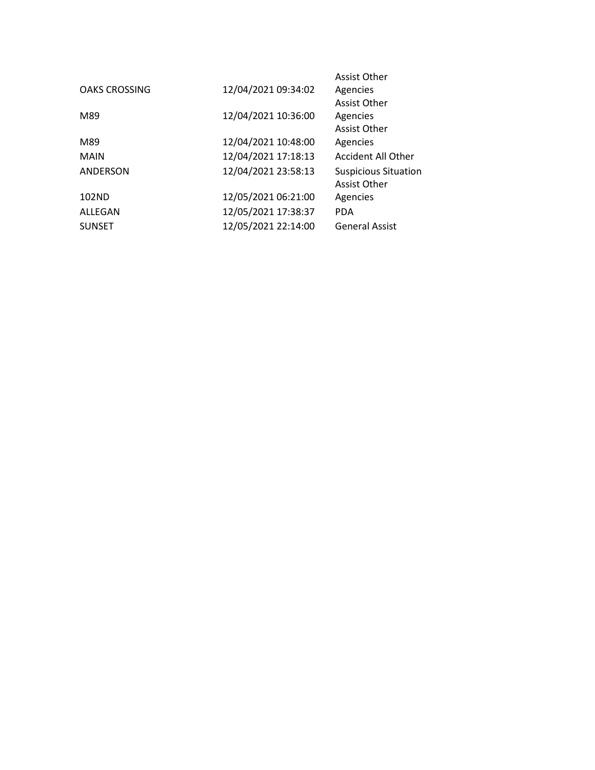| | | |
|---|---|---|
| OAKS CROSSING | 12/04/2021 09:34:02 | Assist Other Agencies |
| M89 | 12/04/2021 10:36:00 | Assist Other Agencies |
| M89 | 12/04/2021 10:48:00 | Assist Other Agencies |
| MAIN | 12/04/2021 17:18:13 | Accident All Other |
| ANDERSON | 12/04/2021 23:58:13 | Suspicious Situation |
| 102ND | 12/05/2021 06:21:00 | Assist Other Agencies |
| ALLEGAN | 12/05/2021 17:38:37 | PDA |
| SUNSET | 12/05/2021 22:14:00 | General Assist |